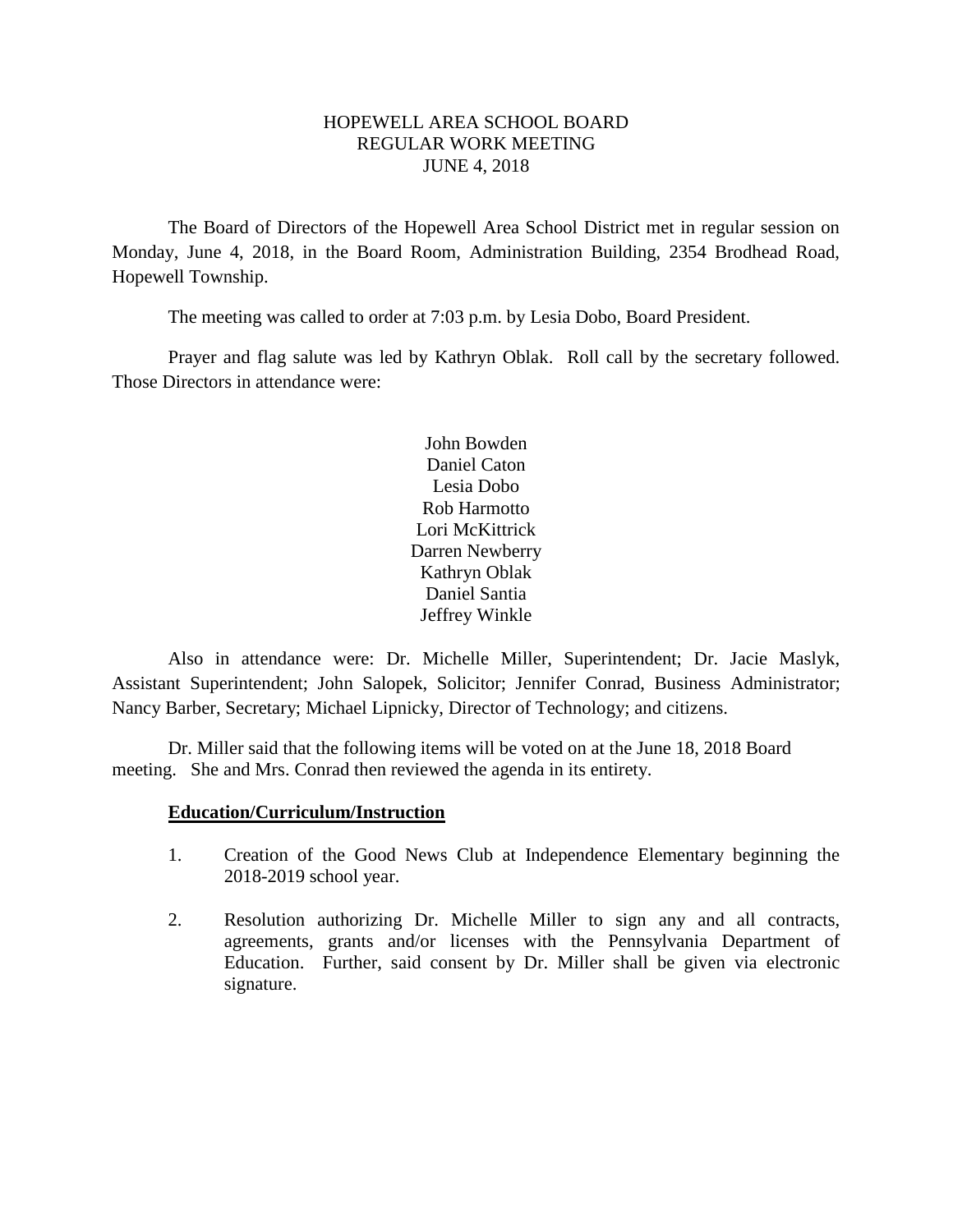# HOPEWELL AREA SCHOOL BOARD
## REGULAR WORK MEETING
## JUNE 4, 2018

The Board of Directors of the Hopewell Area School District met in regular session on Monday, June 4, 2018, in the Board Room, Administration Building, 2354 Brodhead Road, Hopewell Township.

The meeting was called to order at 7:03 p.m. by Lesia Dobo, Board President.

Prayer and flag salute was led by Kathryn Oblak. Roll call by the secretary followed. Those Directors in attendance were:

John Bowden
Daniel Caton
Lesia Dobo
Rob Harmotto
Lori McKittrick
Darren Newberry
Kathryn Oblak
Daniel Santia
Jeffrey Winkle

Also in attendance were: Dr. Michelle Miller, Superintendent; Dr. Jacie Maslyk, Assistant Superintendent; John Salopek, Solicitor; Jennifer Conrad, Business Administrator; Nancy Barber, Secretary; Michael Lipnicky, Director of Technology; and citizens.

Dr. Miller said that the following items will be voted on at the June 18, 2018 Board meeting. She and Mrs. Conrad then reviewed the agenda in its entirety.

**Education/Curriculum/Instruction**

1. Creation of the Good News Club at Independence Elementary beginning the 2018-2019 school year.

2. Resolution authorizing Dr. Michelle Miller to sign any and all contracts, agreements, grants and/or licenses with the Pennsylvania Department of Education. Further, said consent by Dr. Miller shall be given via electronic signature.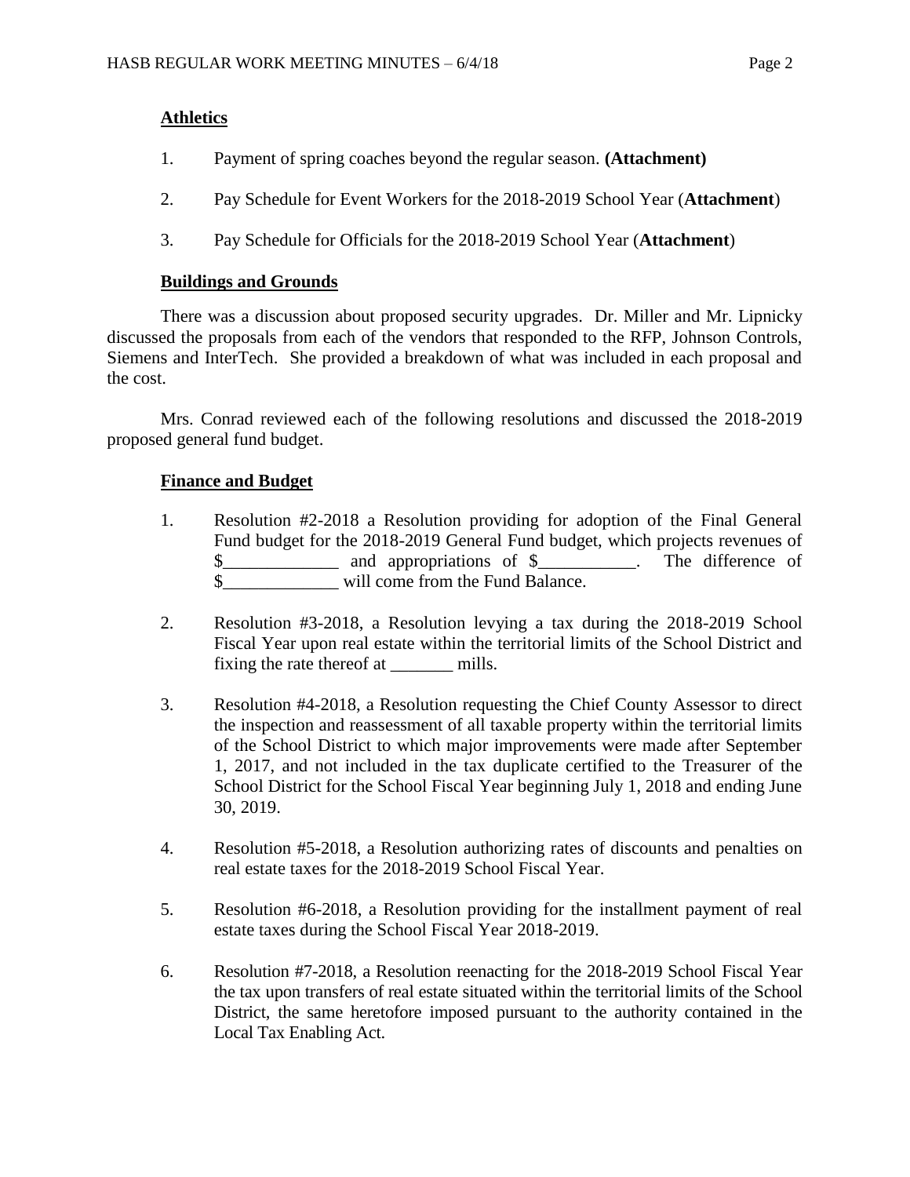**Athletics**

1. Payment of spring coaches beyond the regular season. **(Attachment)**

2. Pay Schedule for Event Workers for the 2018-2019 School Year (**Attachment**)

3. Pay Schedule for Officials for the 2018-2019 School Year (**Attachment**)

**Buildings and Grounds**

There was a discussion about proposed security upgrades. Dr. Miller and Mr. Lipnicky discussed the proposals from each of the vendors that responded to the RFP, Johnson Controls, Siemens and InterTech. She provided a breakdown of what was included in each proposal and the cost.

Mrs. Conrad reviewed each of the following resolutions and discussed the 2018-2019 proposed general fund budget.

**Finance and Budget**

1. Resolution #2-2018 a Resolution providing for adoption of the Final General Fund budget for the 2018-2019 General Fund budget, which projects revenues of $_____________ and appropriations of $___________. The difference of $_____________ will come from the Fund Balance.

2. Resolution #3-2018, a Resolution levying a tax during the 2018-2019 School Fiscal Year upon real estate within the territorial limits of the School District and fixing the rate thereof at _______ mills.

3. Resolution #4-2018, a Resolution requesting the Chief County Assessor to direct the inspection and reassessment of all taxable property within the territorial limits of the School District to which major improvements were made after September 1, 2017, and not included in the tax duplicate certified to the Treasurer of the School District for the School Fiscal Year beginning July 1, 2018 and ending June 30, 2019.

4. Resolution #5-2018, a Resolution authorizing rates of discounts and penalties on real estate taxes for the 2018-2019 School Fiscal Year.

5. Resolution #6-2018, a Resolution providing for the installment payment of real estate taxes during the School Fiscal Year 2018-2019.

6. Resolution #7-2018, a Resolution reenacting for the 2018-2019 School Fiscal Year the tax upon transfers of real estate situated within the territorial limits of the School District, the same heretofore imposed pursuant to the authority contained in the Local Tax Enabling Act.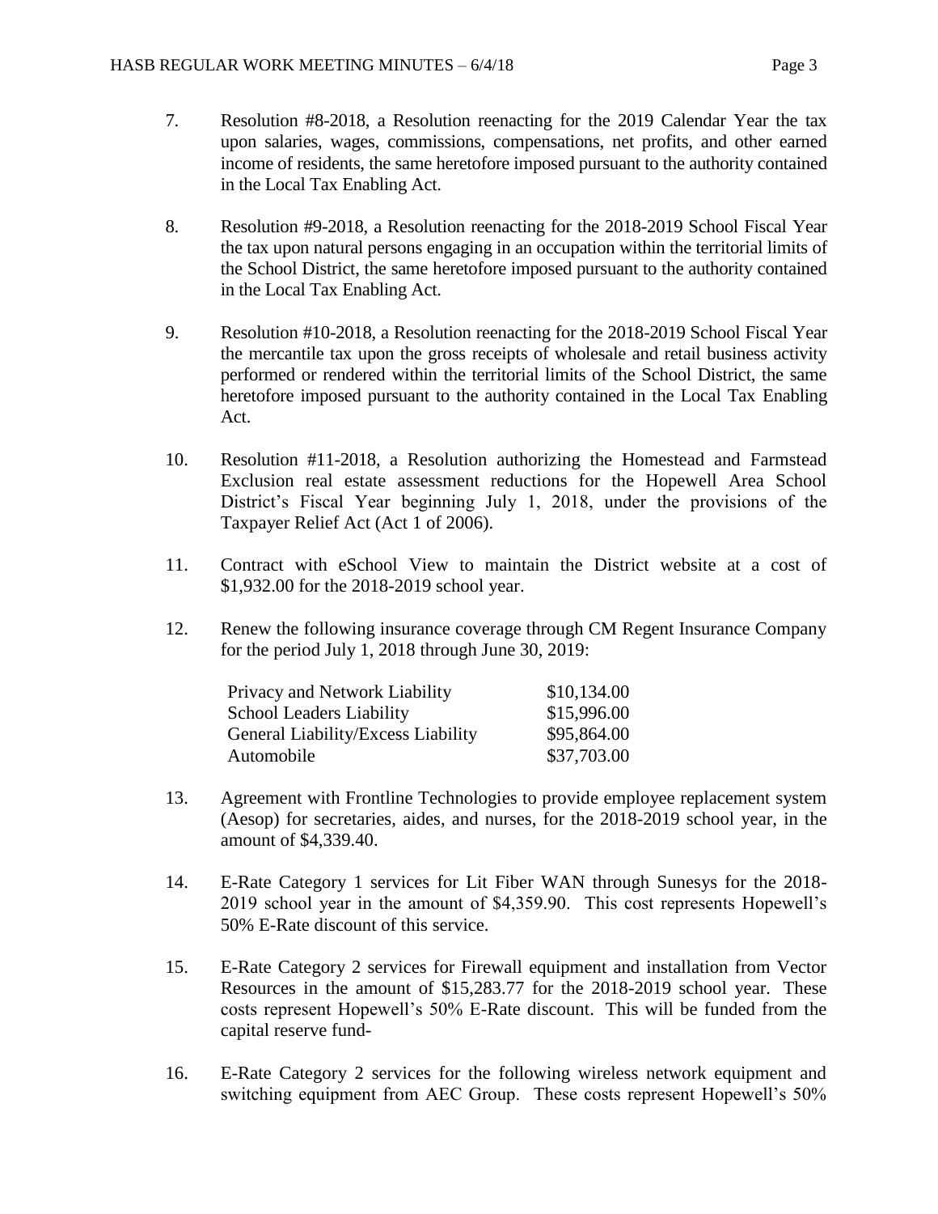7. Resolution #8-2018, a Resolution reenacting for the 2019 Calendar Year the tax upon salaries, wages, commissions, compensations, net profits, and other earned income of residents, the same heretofore imposed pursuant to the authority contained in the Local Tax Enabling Act.

8. Resolution #9-2018, a Resolution reenacting for the 2018-2019 School Fiscal Year the tax upon natural persons engaging in an occupation within the territorial limits of the School District, the same heretofore imposed pursuant to the authority contained in the Local Tax Enabling Act.

9. Resolution #10-2018, a Resolution reenacting for the 2018-2019 School Fiscal Year the mercantile tax upon the gross receipts of wholesale and retail business activity performed or rendered within the territorial limits of the School District, the same heretofore imposed pursuant to the authority contained in the Local Tax Enabling Act.

10. Resolution #11-2018, a Resolution authorizing the Homestead and Farmstead Exclusion real estate assessment reductions for the Hopewell Area School District's Fiscal Year beginning July 1, 2018, under the provisions of the Taxpayer Relief Act (Act 1 of 2006).

11. Contract with eSchool View to maintain the District website at a cost of $1,932.00 for the 2018-2019 school year.

12. Renew the following insurance coverage through CM Regent Insurance Company for the period July 1, 2018 through June 30, 2019:

| | |
|---|---|
| Privacy and Network Liability | $10,134.00 |
| School Leaders Liability | $15,996.00 |
| General Liability/Excess Liability | $95,864.00 |
| Automobile | $37,703.00 |

13. Agreement with Frontline Technologies to provide employee replacement system (Aesop) for secretaries, aides, and nurses, for the 2018-2019 school year, in the amount of $4,339.40.

14. E-Rate Category 1 services for Lit Fiber WAN through Sunesys for the 2018-2019 school year in the amount of $4,359.90. This cost represents Hopewell's 50% E-Rate discount of this service.

15. E-Rate Category 2 services for Firewall equipment and installation from Vector Resources in the amount of $15,283.77 for the 2018-2019 school year. These costs represent Hopewell's 50% E-Rate discount. This will be funded from the capital reserve fund-

16. E-Rate Category 2 services for the following wireless network equipment and switching equipment from AEC Group. These costs represent Hopewell's 50%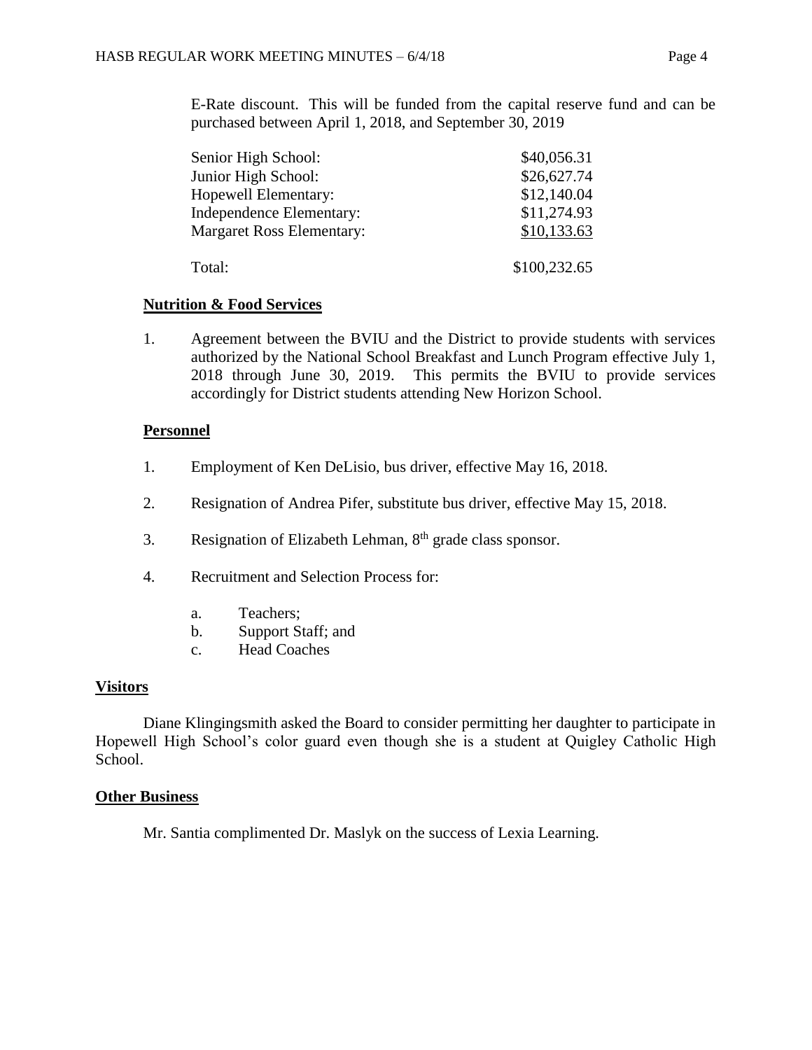E-Rate discount. This will be funded from the capital reserve fund and can be purchased between April 1, 2018, and September 30, 2019

| | |
|---|---|
| Senior High School: | $40,056.31 |
| Junior High School: | $26,627.74 |
| Hopewell Elementary: | $12,140.04 |
| Independence Elementary: | $11,274.93 |
| Margaret Ross Elementary: | $10,133.63 |
| Total: | $100,232.65 |

**Nutrition & Food Services**

1. Agreement between the BVIU and the District to provide students with services authorized by the National School Breakfast and Lunch Program effective July 1, 2018 through June 30, 2019. This permits the BVIU to provide services accordingly for District students attending New Horizon School.

**Personnel**

1. Employment of Ken DeLisio, bus driver, effective May 16, 2018.
2. Resignation of Andrea Pifer, substitute bus driver, effective May 15, 2018.
3. Resignation of Elizabeth Lehman, 8th grade class sponsor.
4. Recruitment and Selection Process for:
    a. Teachers;
    b. Support Staff; and
    c. Head Coaches

**Visitors**

Diane Klingingsmith asked the Board to consider permitting her daughter to participate in Hopewell High School's color guard even though she is a student at Quigley Catholic High School.

**Other Business**

Mr. Santia complimented Dr. Maslyk on the success of Lexia Learning.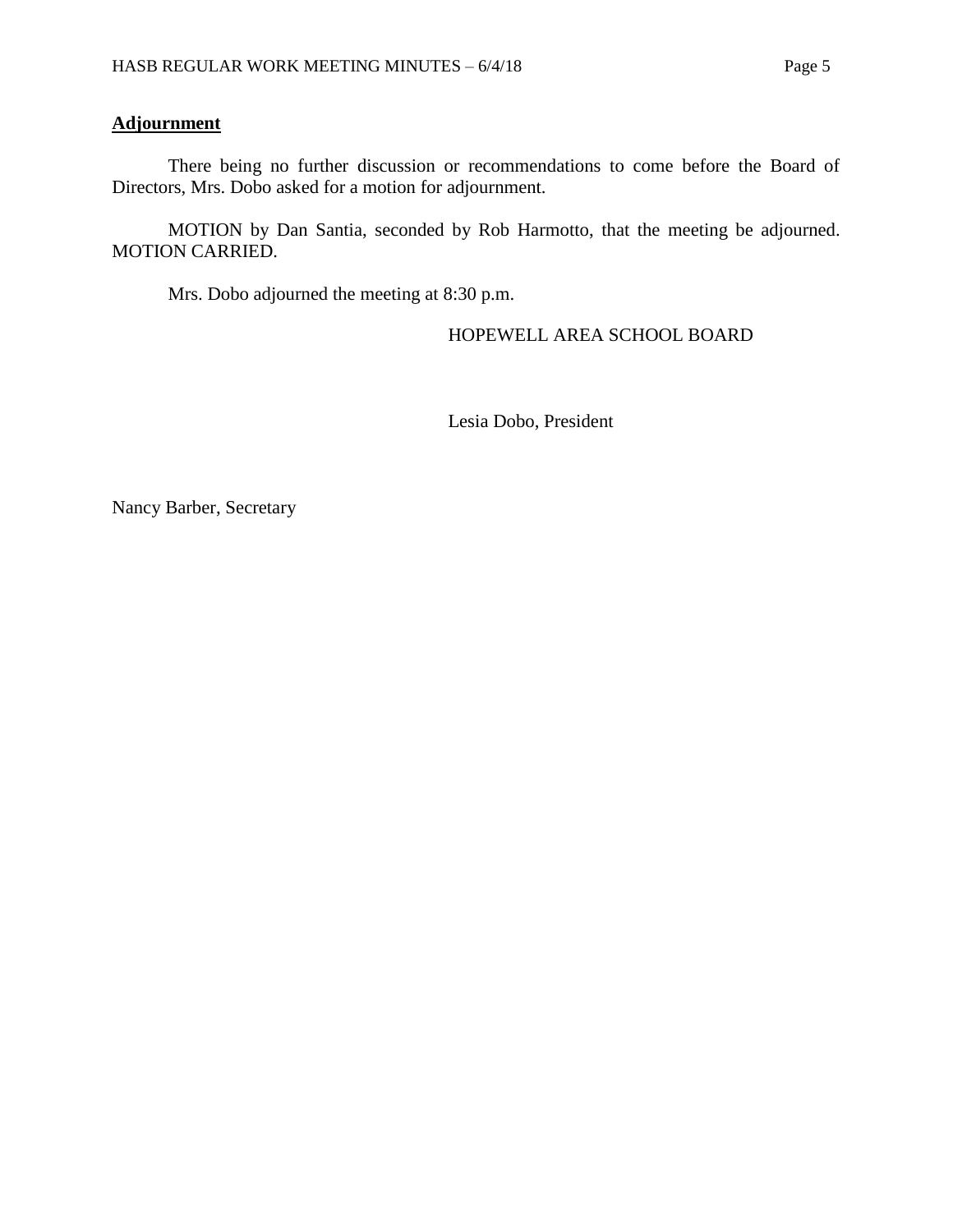**Adjournment**

There being no further discussion or recommendations to come before the Board of Directors, Mrs. Dobo asked for a motion for adjournment.

MOTION by Dan Santia, seconded by Rob Harmotto, that the meeting be adjourned. MOTION CARRIED.

Mrs. Dobo adjourned the meeting at 8:30 p.m.

HOPEWELL AREA SCHOOL BOARD

Lesia Dobo, President

Nancy Barber, Secretary